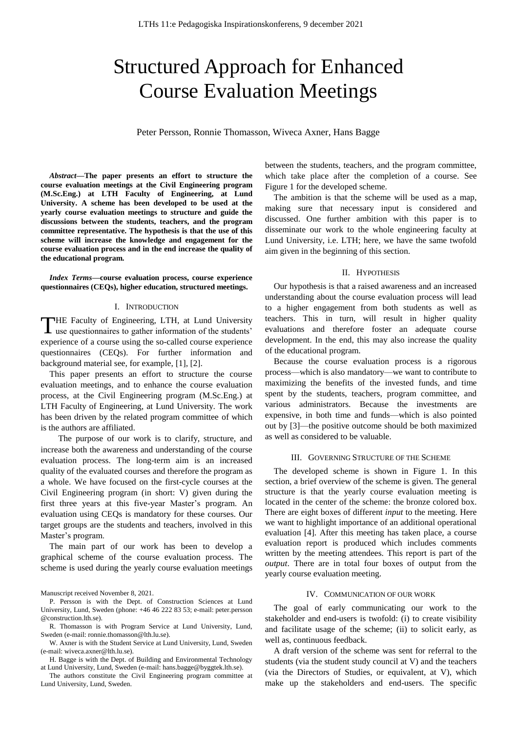# Structured Approach for Enhanced Course Evaluation Meetings

Peter Persson, Ronnie Thomasson, Wiveca Axner, Hans Bagge

***Abstract*—The paper presents an effort to structure the course evaluation meetings at the Civil Engineering program (M.Sc.Eng.) at LTH Faculty of Engineering, at Lund University. A scheme has been developed to be used at the yearly course evaluation meetings to structure and guide the discussions between the students, teachers, and the program committee representative. The hypothesis is that the use of this scheme will increase the knowledge and engagement for the course evaluation process and in the end increase the quality of the educational program.**

***Index Terms*—course evaluation process, course experience questionnaires (CEQs), higher education, structured meetings.**

## I. Introduction

THE Faculty of Engineering, LTH, at Lund University use questionnaires to gather information of the students' experience of a course using the so-called course experience questionnaires (CEQs). For further information and background material see, for example, [1], [2].

This paper presents an effort to structure the course evaluation meetings, and to enhance the course evaluation process, at the Civil Engineering program (M.Sc.Eng.) at LTH Faculty of Engineering, at Lund University. The work has been driven by the related program committee of which is the authors are affiliated.

The purpose of our work is to clarify, structure, and increase both the awareness and understanding of the course evaluation process. The long-term aim is an increased quality of the evaluated courses and therefore the program as a whole. We have focused on the first-cycle courses at the Civil Engineering program (in short: V) given during the first three years at this five-year Master's program. An evaluation using CEQs is mandatory for these courses. Our target groups are the students and teachers, involved in this Master's program.

The main part of our work has been to develop a graphical scheme of the course evaluation process. The scheme is used during the yearly course evaluation meetings between the students, teachers, and the program committee, which take place after the completion of a course. See Figure 1 for the developed scheme.

The ambition is that the scheme will be used as a map, making sure that necessary input is considered and discussed. One further ambition with this paper is to disseminate our work to the whole engineering faculty at Lund University, i.e. LTH; here, we have the same twofold aim given in the beginning of this section.

## II. Hypothesis

Our hypothesis is that a raised awareness and an increased understanding about the course evaluation process will lead to a higher engagement from both students as well as teachers. This in turn, will result in higher quality evaluations and therefore foster an adequate course development. In the end, this may also increase the quality of the educational program.

Because the course evaluation process is a rigorous process—which is also mandatory—we want to contribute to maximizing the benefits of the invested funds, and time spent by the students, teachers, program committee, and various administrators. Because the investments are expensive, in both time and funds—which is also pointed out by [3]—the positive outcome should be both maximized as well as considered to be valuable.

## III. Governing Structure of the Scheme

The developed scheme is shown in Figure 1. In this section, a brief overview of the scheme is given. The general structure is that the yearly course evaluation meeting is located in the center of the scheme: the bronze colored box. There are eight boxes of different *input* to the meeting. Here we want to highlight importance of an additional operational evaluation [4]. After this meeting has taken place, a course evaluation report is produced which includes comments written by the meeting attendees. This report is part of the *output*. There are in total four boxes of output from the yearly course evaluation meeting.

## IV. Communication of Our Work

The goal of early communicating our work to the stakeholder and end-users is twofold: (i) to create visibility and facilitate usage of the scheme; (ii) to solicit early, as well as, continuous feedback.

A draft version of the scheme was sent for referral to the students (via the student study council at V) and the teachers (via the Directors of Studies, or equivalent, at V), which make up the stakeholders and end-users. The specific

Manuscript received November 8, 2021.

P. Persson is with the Dept. of Construction Sciences at Lund University, Lund, Sweden (phone: +46 46 222 83 53; e-mail: peter.persson @construction.lth.se).

R. Thomasson is with Program Service at Lund University, Lund, Sweden (e-mail: ronnie.thomasson@lth.lu.se).

W. Axner is with the Student Service at Lund University, Lund, Sweden (e-mail: wiveca.axner@lth.lu.se).

H. Bagge is with the Dept. of Building and Environmental Technology at Lund University, Lund, Sweden (e-mail: hans.bagge@byggtek.lth.se).

The authors constitute the Civil Engineering program committee at Lund University, Lund, Sweden.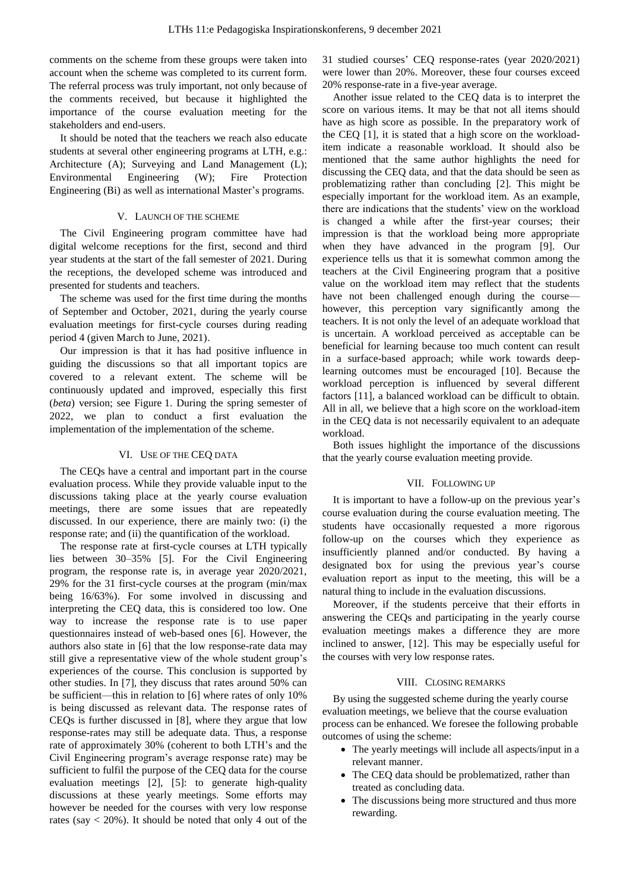comments on the scheme from these groups were taken into account when the scheme was completed to its current form. The referral process was truly important, not only because of the comments received, but because it highlighted the importance of the course evaluation meeting for the stakeholders and end-users.

It should be noted that the teachers we reach also educate students at several other engineering programs at LTH, e.g.: Architecture (A); Surveying and Land Management (L); Environmental Engineering (W); Fire Protection Engineering (Bi) as well as international Master's programs.

## V. Launch of the Scheme

The Civil Engineering program committee have had digital welcome receptions for the first, second and third year students at the start of the fall semester of 2021. During the receptions, the developed scheme was introduced and presented for students and teachers.

The scheme was used for the first time during the months of September and October, 2021, during the yearly course evaluation meetings for first-cycle courses during reading period 4 (given March to June, 2021).

Our impression is that it has had positive influence in guiding the discussions so that all important topics are covered to a relevant extent. The scheme will be continuously updated and improved, especially this first (*beta*) version; see Figure 1. During the spring semester of 2022, we plan to conduct a first evaluation the implementation of the implementation of the scheme.

## VI. Use of the CEQ Data

The CEQs have a central and important part in the course evaluation process. While they provide valuable input to the discussions taking place at the yearly course evaluation meetings, there are some issues that are repeatedly discussed. In our experience, there are mainly two: (i) the response rate; and (ii) the quantification of the workload.

The response rate at first-cycle courses at LTH typically lies between 30–35% [5]. For the Civil Engineering program, the response rate is, in average year 2020/2021, 29% for the 31 first-cycle courses at the program (min/max being 16/63%). For some involved in discussing and interpreting the CEQ data, this is considered too low. One way to increase the response rate is to use paper questionnaires instead of web-based ones [6]. However, the authors also state in [6] that the low response-rate data may still give a representative view of the whole student group's experiences of the course. This conclusion is supported by other studies. In [7], they discuss that rates around 50% can be sufficient—this in relation to [6] where rates of only 10% is being discussed as relevant data. The response rates of CEQs is further discussed in [8], where they argue that low response-rates may still be adequate data. Thus, a response rate of approximately 30% (coherent to both LTH's and the Civil Engineering program's average response rate) may be sufficient to fulfil the purpose of the CEQ data for the course evaluation meetings [2], [5]: to generate high-quality discussions at these yearly meetings. Some efforts may however be needed for the courses with very low response rates (say < 20%). It should be noted that only 4 out of the 31 studied courses' CEQ response-rates (year 2020/2021) were lower than 20%. Moreover, these four courses exceed 20% response-rate in a five-year average.

Another issue related to the CEQ data is to interpret the score on various items. It may be that not all items should have as high score as possible. In the preparatory work of the CEQ [1], it is stated that a high score on the workload-item indicate a reasonable workload. It should also be mentioned that the same author highlights the need for discussing the CEQ data, and that the data should be seen as problematizing rather than concluding [2]. This might be especially important for the workload item. As an example, there are indications that the students' view on the workload is changed a while after the first-year courses; their impression is that the workload being more appropriate when they have advanced in the program [9]. Our experience tells us that it is somewhat common among the teachers at the Civil Engineering program that a positive value on the workload item may reflect that the students have not been challenged enough during the course—however, this perception vary significantly among the teachers. It is not only the level of an adequate workload that is uncertain. A workload perceived as acceptable can be beneficial for learning because too much content can result in a surface-based approach; while work towards deep-learning outcomes must be encouraged [10]. Because the workload perception is influenced by several different factors [11], a balanced workload can be difficult to obtain. All in all, we believe that a high score on the workload-item in the CEQ data is not necessarily equivalent to an adequate workload.

Both issues highlight the importance of the discussions that the yearly course evaluation meeting provide.

## VII. Following Up

It is important to have a follow-up on the previous year's course evaluation during the course evaluation meeting. The students have occasionally requested a more rigorous follow-up on the courses which they experience as insufficiently planned and/or conducted. By having a designated box for using the previous year's course evaluation report as input to the meeting, this will be a natural thing to include in the evaluation discussions.

Moreover, if the students perceive that their efforts in answering the CEQs and participating in the yearly course evaluation meetings makes a difference they are more inclined to answer, [12]. This may be especially useful for the courses with very low response rates.

## VIII. Closing Remarks

By using the suggested scheme during the yearly course evaluation meetings, we believe that the course evaluation process can be enhanced. We foresee the following probable outcomes of using the scheme:

- The yearly meetings will include all aspects/input in a relevant manner.
- The CEQ data should be problematized, rather than treated as concluding data.
- The discussions being more structured and thus more rewarding.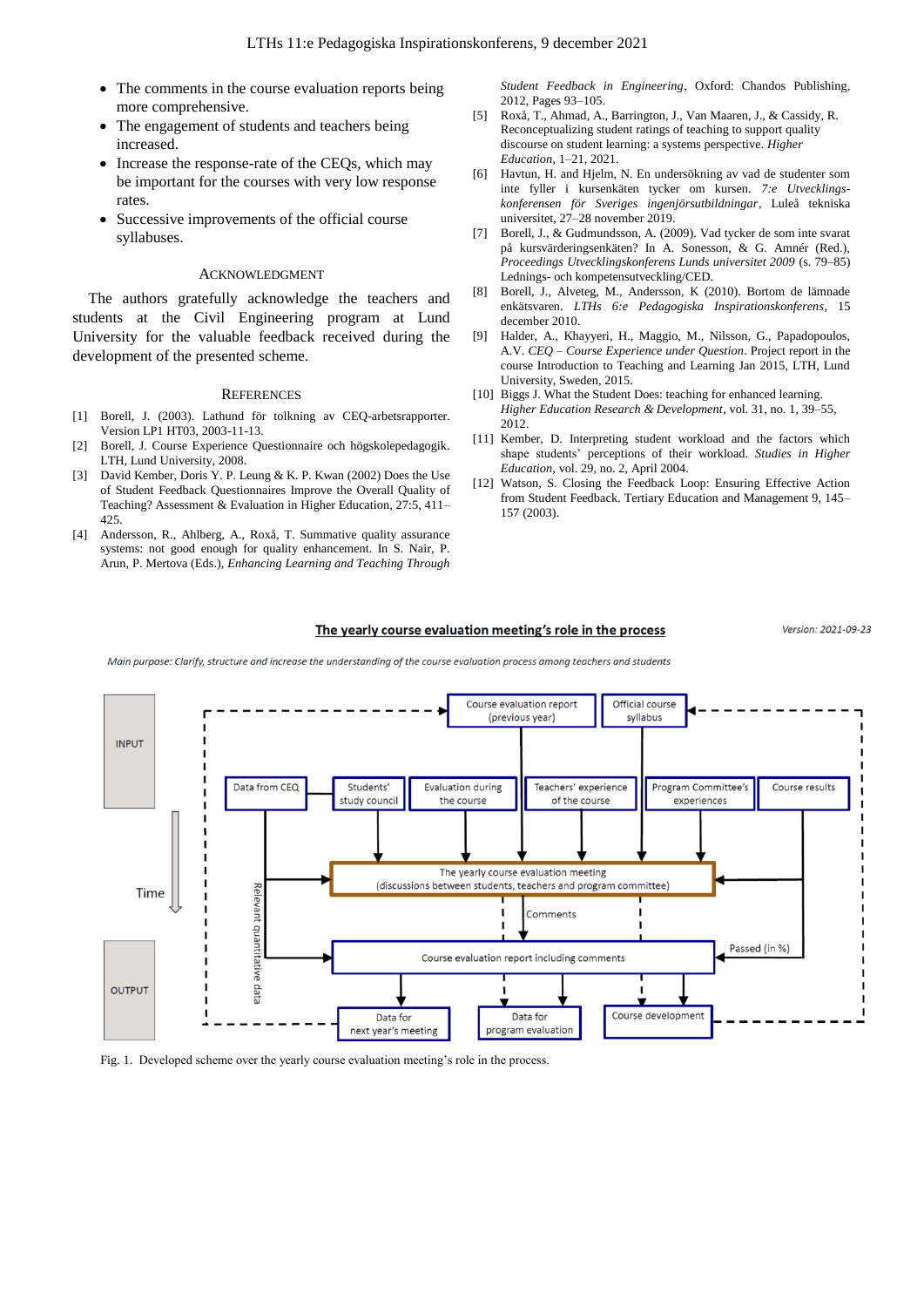- The comments in the course evaluation reports being more comprehensive.
- The engagement of students and teachers being increased.
- Increase the response-rate of the CEQs, which may be important for the courses with very low response rates.
- Successive improvements of the official course syllabuses.

## Acknowledgment

The authors gratefully acknowledge the teachers and students at the Civil Engineering program at Lund University for the valuable feedback received during the development of the presented scheme.

## References

[1] Borell, J. (2003). Lathund för tolkning av CEQ-arbetsrapporter. Version LP1 HT03, 2003-11-13.

[2] Borell, J. Course Experience Questionnaire och högskolepedagogik. LTH, Lund University, 2008.

[3] David Kember, Doris Y. P. Leung & K. P. Kwan (2002) Does the Use of Student Feedback Questionnaires Improve the Overall Quality of Teaching? Assessment & Evaluation in Higher Education, 27:5, 411–425.

[4] Andersson, R., Ahlberg, A., Roxå, T. Summative quality assurance systems: not good enough for quality enhancement. In S. Nair, P. Arun, P. Mertova (Eds.), *Enhancing Learning and Teaching Through Student Feedback in Engineering*, Oxford: Chandos Publishing, 2012, Pages 93–105.

[5] Roxå, T., Ahmad, A., Barrington, J., Van Maaren, J., & Cassidy, R. Reconceptualizing student ratings of teaching to support quality discourse on student learning: a systems perspective. *Higher Education*, 1–21, 2021.

[6] Havtun, H. and Hjelm, N. En undersökning av vad de studenter som inte fyller i kursenkäten tycker om kursen. *7:e Utvecklingskonferensen för Sveriges ingenjörsutbildningar*, Luleå tekniska universitet, 27–28 november 2019.

[7] Borell, J., & Gudmundsson, A. (2009). Vad tycker de som inte svarat på kursvärderingsenkäten? In A. Sonesson, & G. Amnér (Red.), *Proceedings Utvecklingskonferens Lunds universitet 2009* (s. 79–85) Lednings- och kompetensutveckling/CED.

[8] Borell, J., Alveteg, M., Andersson, K (2010). Bortom de lämnade enkätsvaren. *LTHs 6:e Pedagogiska Inspirationskonferens*, 15 december 2010.

[9] Halder, A., Khayyeri, H., Maggio, M., Nilsson, G., Papadopoulos, A.V. *CEQ – Course Experience under Question*. Project report in the course Introduction to Teaching and Learning Jan 2015, LTH, Lund University, Sweden, 2015.

[10] Biggs J. What the Student Does: teaching for enhanced learning. *Higher Education Research & Development*, vol. 31, no. 1, 39–55, 2012.

[11] Kember, D. Interpreting student workload and the factors which shape students' perceptions of their workload. *Studies in Higher Education*, vol. 29, no. 2, April 2004.

[12] Watson, S. Closing the Feedback Loop: Ensuring Effective Action from Student Feedback. Tertiary Education and Management 9, 145–157 (2003).

**The yearly course evaluation meeting's role in the process**

Version: 2021-09-23

Main purpose: Clarify, structure and increase the understanding of the course evaluation process among teachers and students

INPUT

Time

OUTPUT

Course evaluation report (previous year)

Official course syllabus

Data from CEQ

Students' study council

Evaluation during the course

Teachers' experience of the course

Program Committee's experiences

Course results

The yearly course evaluation meeting (discussions between students, teachers and program committee)

Relevant quantitative data

Comments

Course evaluation report including comments

Passed (in %)

Data for next year's meeting

Data for program evaluation

Course development

Fig. 1. Developed scheme over the yearly course evaluation meeting's role in the process.